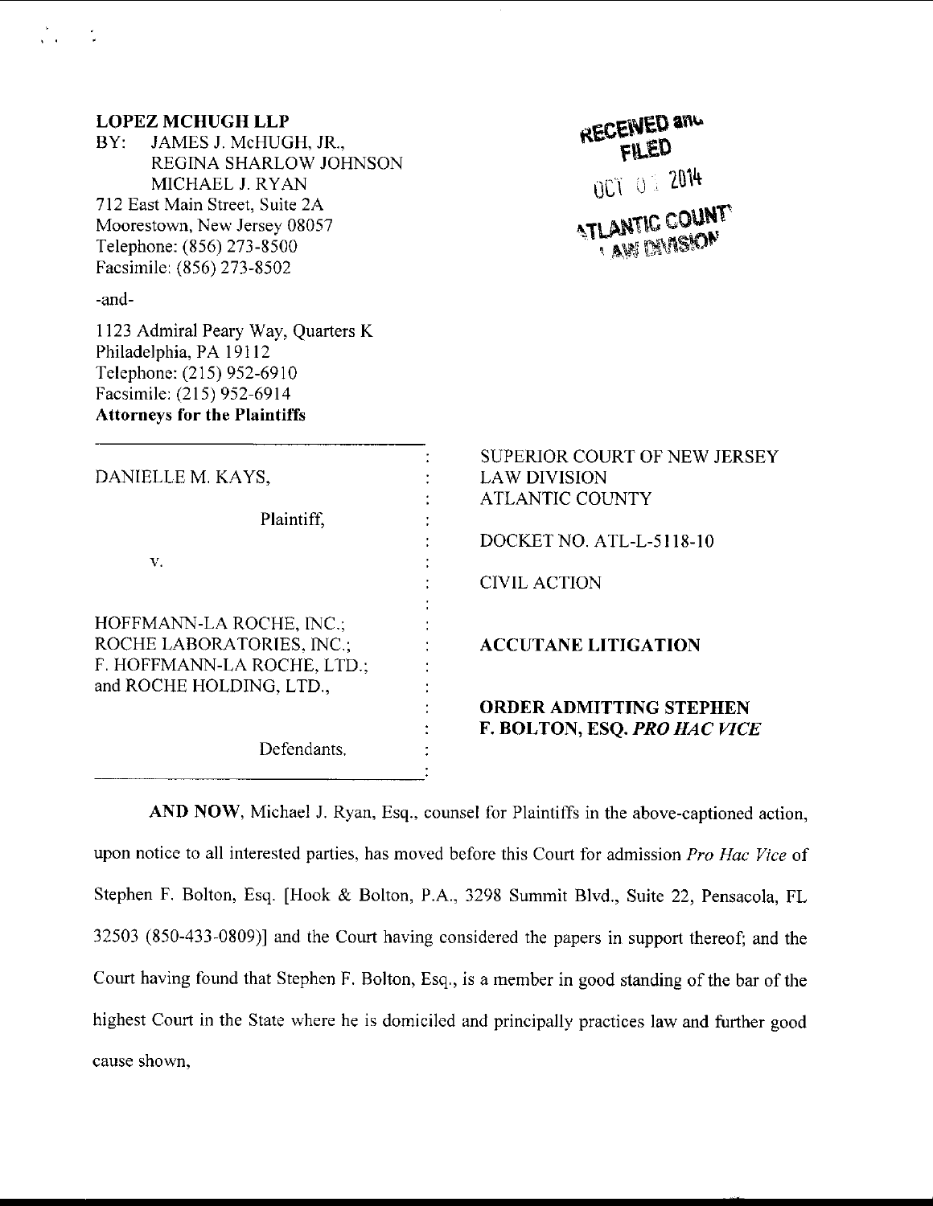**LOPEZ MCHUGH LLP**
BY: JAMES J. McHUGH, JR.,
REGINA SHARLOW JOHNSON
MICHAEL J. RYAN
712 East Main Street, Suite 2A
Moorestown, New Jersey 08057
Telephone: (856) 273-8500
Facsimile: (856) 273-8502

-and-

1123 Admiral Peary Way, Quarters K
Philadelphia, PA 19112
Telephone: (215) 952-6910
Facsimile: (215) 952-6914
**Attorneys for the Plaintiffs**

RECEIVED and FILED
OCT 0 2014
ATLANTIC COUNTY
LAW DIVISION

| | |
|---|---|
| DANIELLE M. KAYS,<br><br>Plaintiff,<br><br>v.<br><br>HOFFMANN-LA ROCHE, INC.;<br>ROCHE LABORATORIES, INC.;<br>F. HOFFMANN-LA ROCHE, LTD.;<br>and ROCHE HOLDING, LTD.,<br><br>Defendants. | SUPERIOR COURT OF NEW JERSEY<br>LAW DIVISION<br>ATLANTIC COUNTY<br><br>DOCKET NO. ATL-L-5118-10<br><br>CIVIL ACTION<br><br>**ACCUTANE LITIGATION**<br><br>**ORDER ADMITTING STEPHEN F. BOLTON, ESQ. *PRO HAC VICE*** |

**AND NOW**, Michael J. Ryan, Esq., counsel for Plaintiffs in the above-captioned action, upon notice to all interested parties, has moved before this Court for admission *Pro Hac Vice* of Stephen F. Bolton, Esq. [Hook & Bolton, P.A., 3298 Summit Blvd., Suite 22, Pensacola, FL 32503 (850-433-0809)] and the Court having considered the papers in support thereof; and the Court having found that Stephen F. Bolton, Esq., is a member in good standing of the bar of the highest Court in the State where he is domiciled and principally practices law and further good cause shown,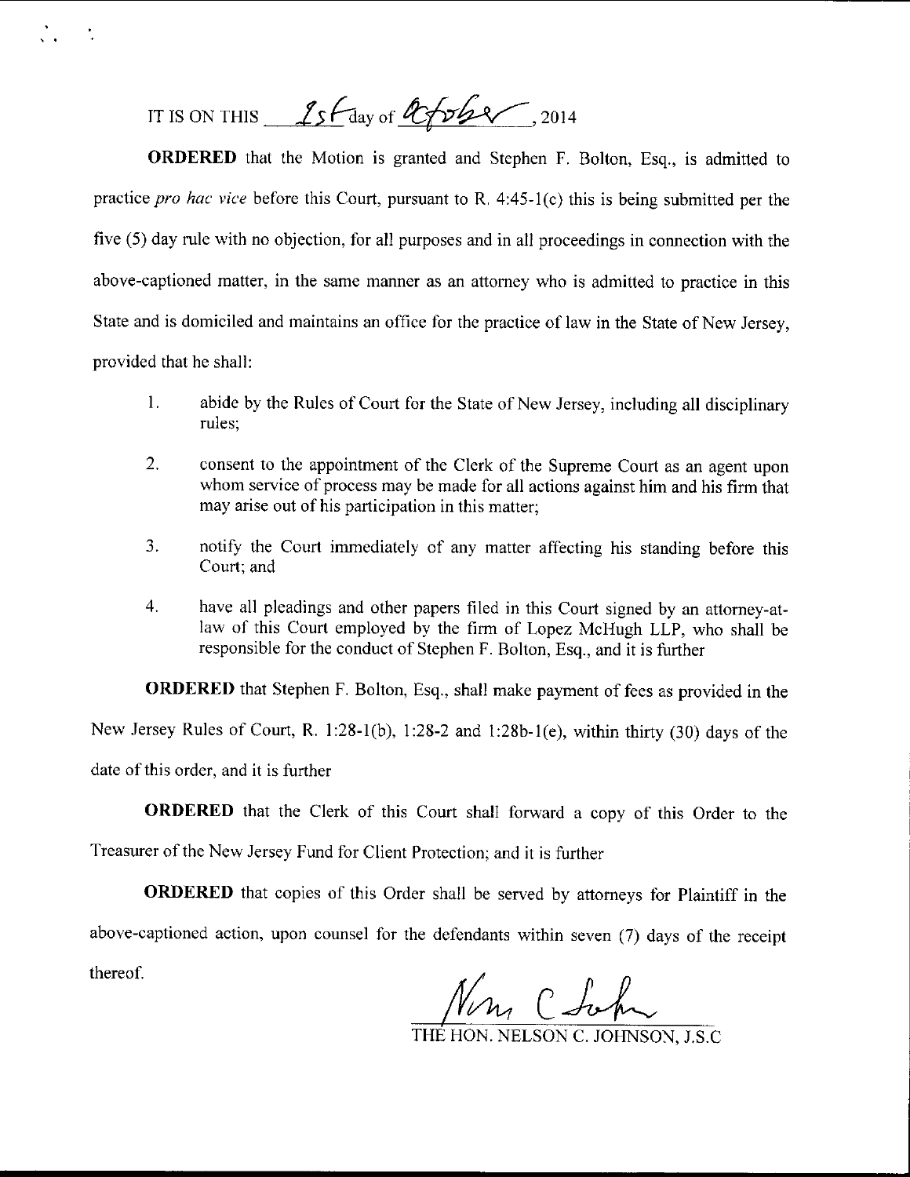IT IS ON THIS 25 day of October, 2014

**ORDERED** that the Motion is granted and Stephen F. Bolton, Esq., is admitted to practice *pro hac vice* before this Court, pursuant to R. 4:45-1(c) this is being submitted per the five (5) day rule with no objection, for all purposes and in all proceedings in connection with the above-captioned matter, in the same manner as an attorney who is admitted to practice in this State and is domiciled and maintains an office for the practice of law in the State of New Jersey, provided that he shall:

1. abide by the Rules of Court for the State of New Jersey, including all disciplinary rules;
2. consent to the appointment of the Clerk of the Supreme Court as an agent upon whom service of process may be made for all actions against him and his firm that may arise out of his participation in this matter;
3. notify the Court immediately of any matter affecting his standing before this Court; and
4. have all pleadings and other papers filed in this Court signed by an attorney-at-law of this Court employed by the firm of Lopez McHugh LLP, who shall be responsible for the conduct of Stephen F. Bolton, Esq., and it is further

**ORDERED** that Stephen F. Bolton, Esq., shall make payment of fees as provided in the New Jersey Rules of Court, R. 1:28-1(b), 1:28-2 and 1:28b-1(e), within thirty (30) days of the date of this order, and it is further

**ORDERED** that the Clerk of this Court shall forward a copy of this Order to the Treasurer of the New Jersey Fund for Client Protection; and it is further

**ORDERED** that copies of this Order shall be served by attorneys for Plaintiff in the above-captioned action, upon counsel for the defendants within seven (7) days of the receipt thereof.

THE HON. NELSON C. JOHNSON, J.S.C